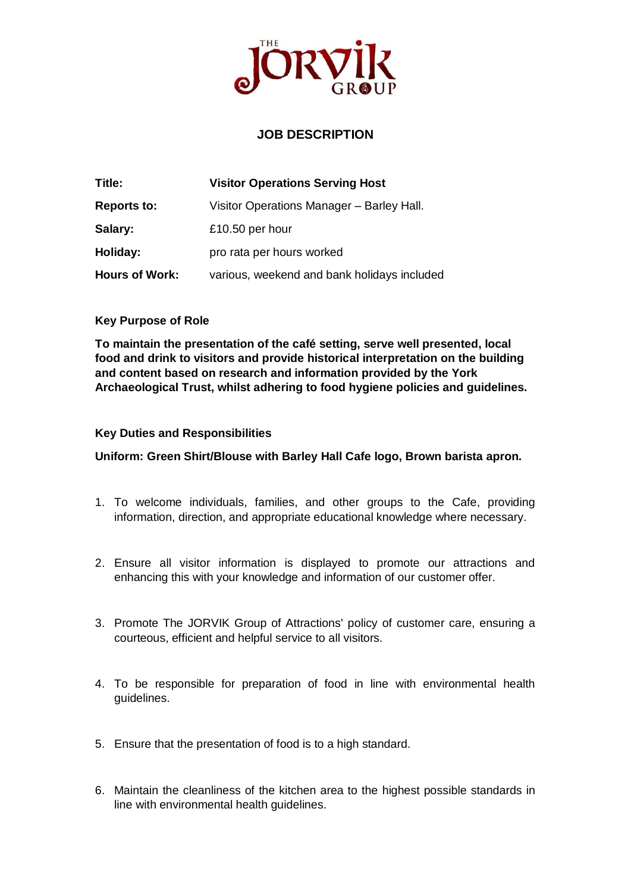# JOB DESCRIPTION

| | |
|---|---|
| **Title:** | **Visitor Operations Serving Host** |
| **Reports to:** | Visitor Operations Manager – Barley Hall. |
| **Salary:** | £10.50 per hour |
| **Holiday:** | pro rata per hours worked |
| **Hours of Work:** | various, weekend and bank holidays included |

**Key Purpose of Role**

**To maintain the presentation of the café setting, serve well presented, local food and drink to visitors and provide historical interpretation on the building and content based on research and information provided by the York Archaeological Trust, whilst adhering to food hygiene policies and guidelines.**

**Key Duties and Responsibilities**

**Uniform: Green Shirt/Blouse with Barley Hall Cafe logo, Brown barista apron.**

1. To welcome individuals, families, and other groups to the Cafe, providing information, direction, and appropriate educational knowledge where necessary.

2. Ensure all visitor information is displayed to promote our attractions and enhancing this with your knowledge and information of our customer offer.

3. Promote The JORVIK Group of Attractions' policy of customer care, ensuring a courteous, efficient and helpful service to all visitors.

4. To be responsible for preparation of food in line with environmental health guidelines.

5. Ensure that the presentation of food is to a high standard.

6. Maintain the cleanliness of the kitchen area to the highest possible standards in line with environmental health guidelines.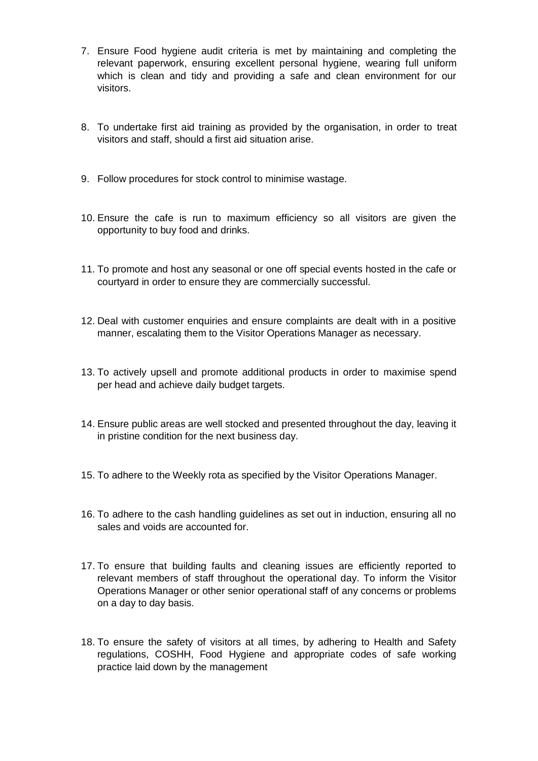7. Ensure Food hygiene audit criteria is met by maintaining and completing the relevant paperwork, ensuring excellent personal hygiene, wearing full uniform which is clean and tidy and providing a safe and clean environment for our visitors.

8. To undertake first aid training as provided by the organisation, in order to treat visitors and staff, should a first aid situation arise.

9. Follow procedures for stock control to minimise wastage.

10. Ensure the cafe is run to maximum efficiency so all visitors are given the opportunity to buy food and drinks.

11. To promote and host any seasonal or one off special events hosted in the cafe or courtyard in order to ensure they are commercially successful.

12. Deal with customer enquiries and ensure complaints are dealt with in a positive manner, escalating them to the Visitor Operations Manager as necessary.

13. To actively upsell and promote additional products in order to maximise spend per head and achieve daily budget targets.

14. Ensure public areas are well stocked and presented throughout the day, leaving it in pristine condition for the next business day.

15. To adhere to the Weekly rota as specified by the Visitor Operations Manager.

16. To adhere to the cash handling guidelines as set out in induction, ensuring all no sales and voids are accounted for.

17. To ensure that building faults and cleaning issues are efficiently reported to relevant members of staff throughout the operational day. To inform the Visitor Operations Manager or other senior operational staff of any concerns or problems on a day to day basis.

18. To ensure the safety of visitors at all times, by adhering to Health and Safety regulations, COSHH, Food Hygiene and appropriate codes of safe working practice laid down by the management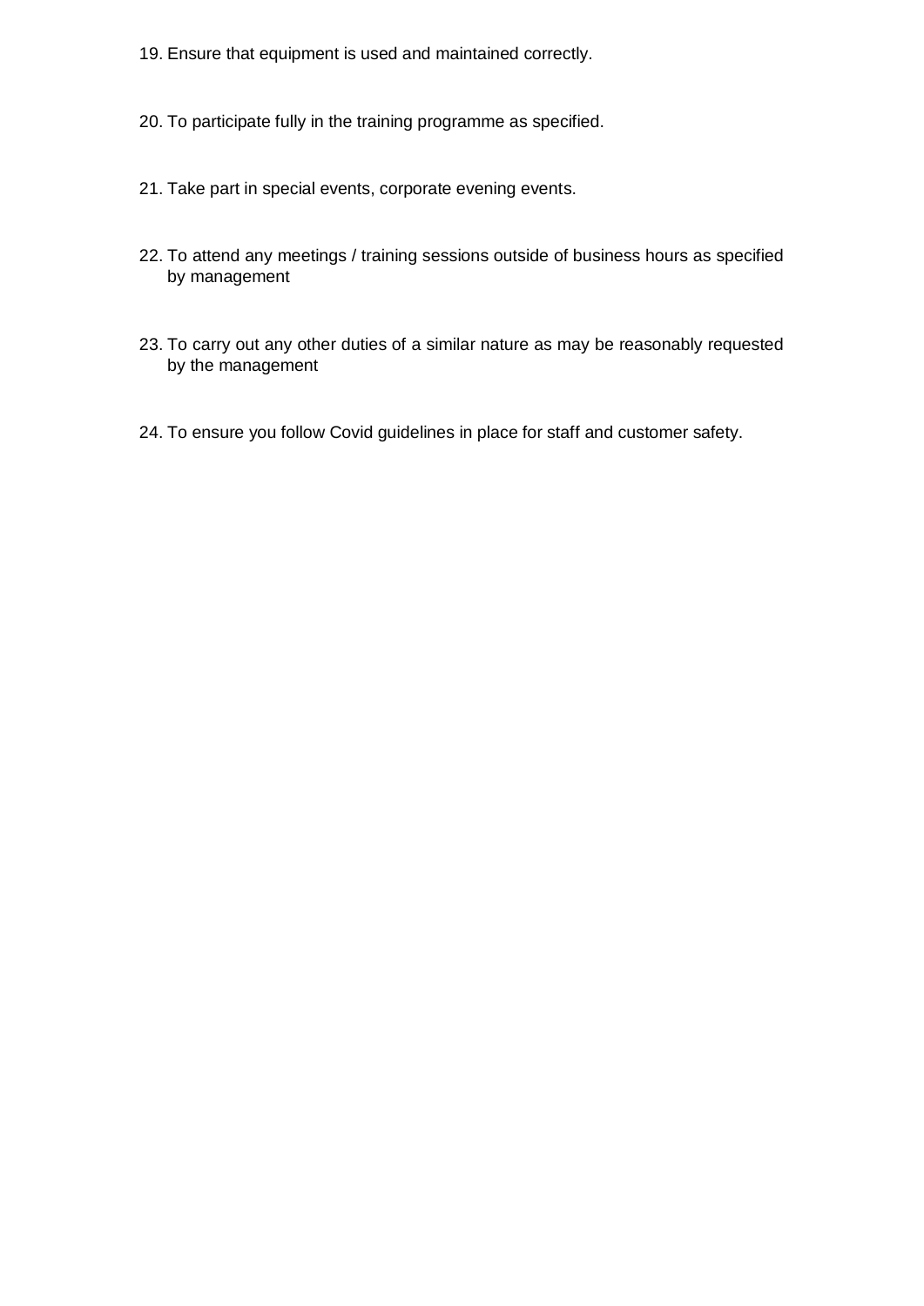19. Ensure that equipment is used and maintained correctly.

20. To participate fully in the training programme as specified.

21. Take part in special events, corporate evening events.

22. To attend any meetings / training sessions outside of business hours as specified by management

23. To carry out any other duties of a similar nature as may be reasonably requested by the management

24. To ensure you follow Covid guidelines in place for staff and customer safety.